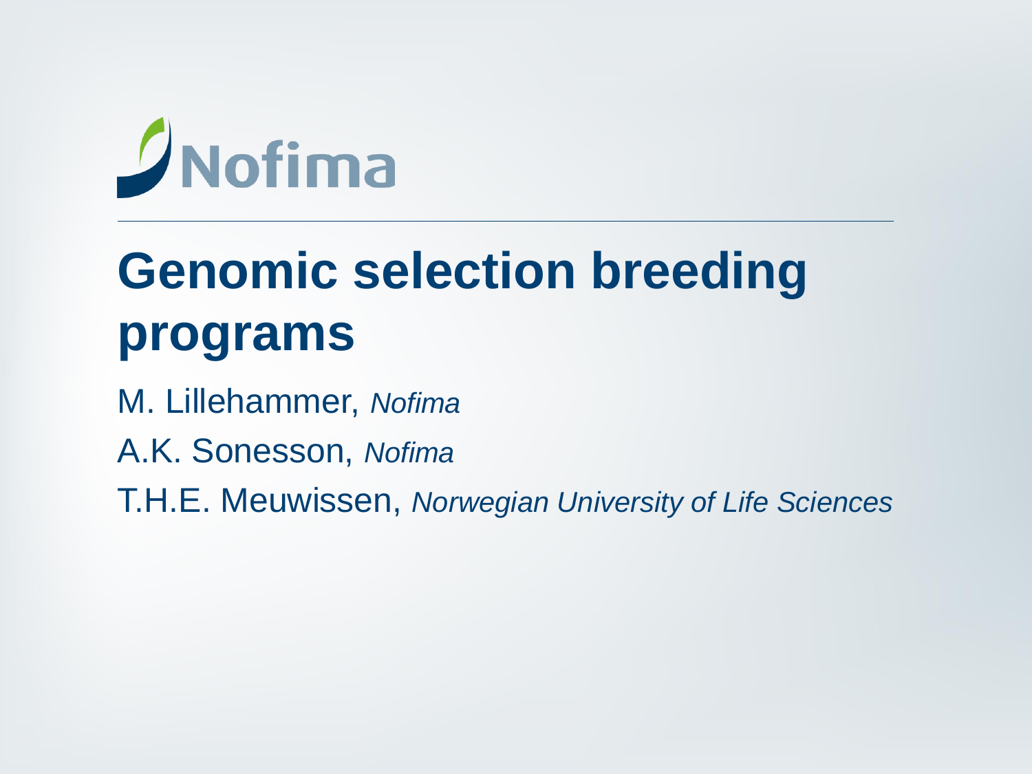Nofima

# Genomic selection breeding programs

M. Lillehammer, *Nofima*

A.K. Sonesson, *Nofima*

T.H.E. Meuwissen, *Norwegian University of Life Sciences*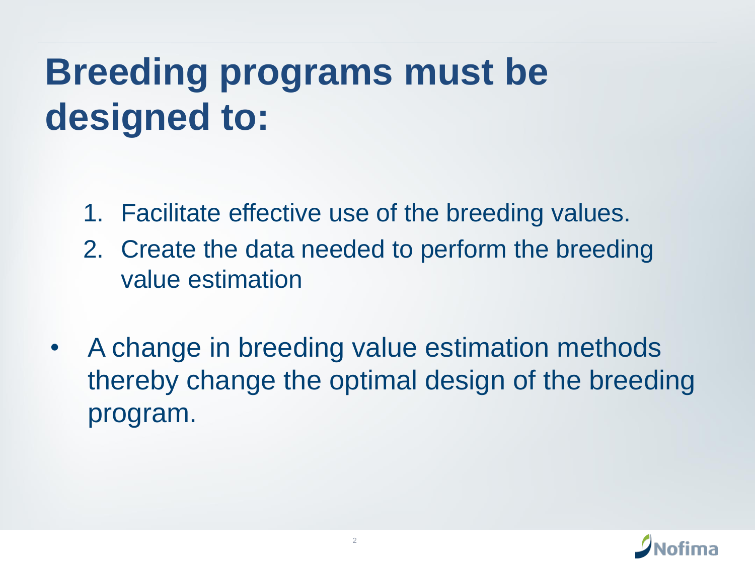# Breeding programs must be designed to:

1. Facilitate effective use of the breeding values.
2. Create the data needed to perform the breeding value estimation

- A change in breeding value estimation methods thereby change the optimal design of the breeding program.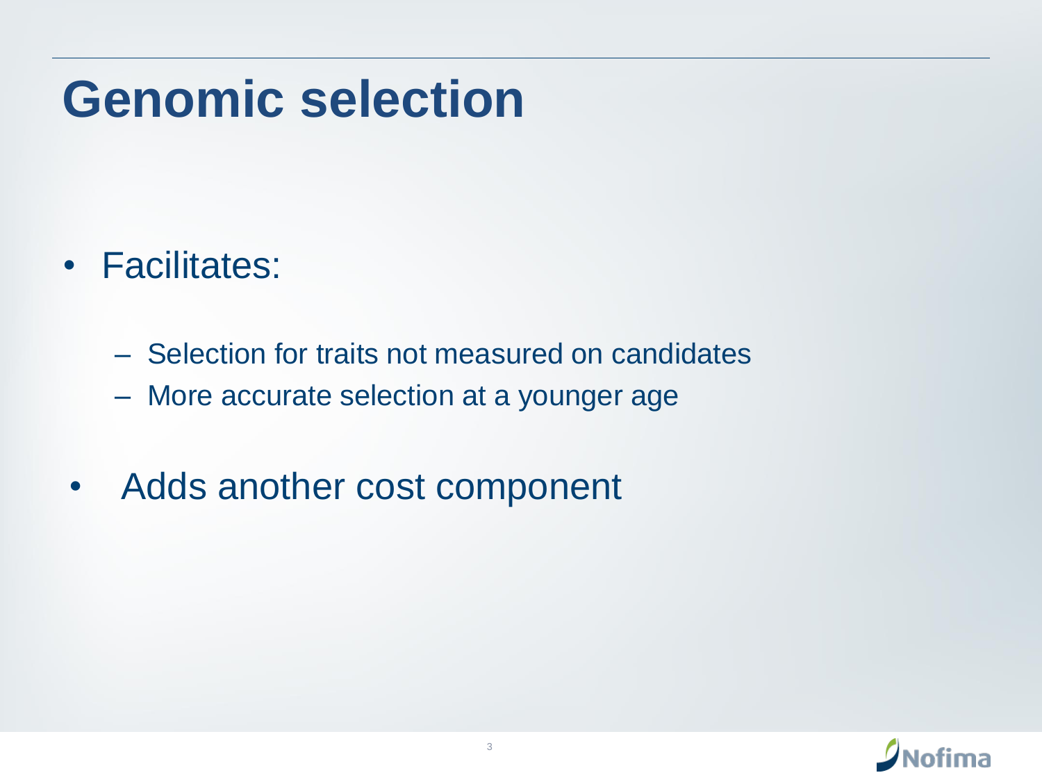# Genomic selection

- Facilitates:
  - Selection for traits not measured on candidates
  - More accurate selection at a younger age
- Adds another cost component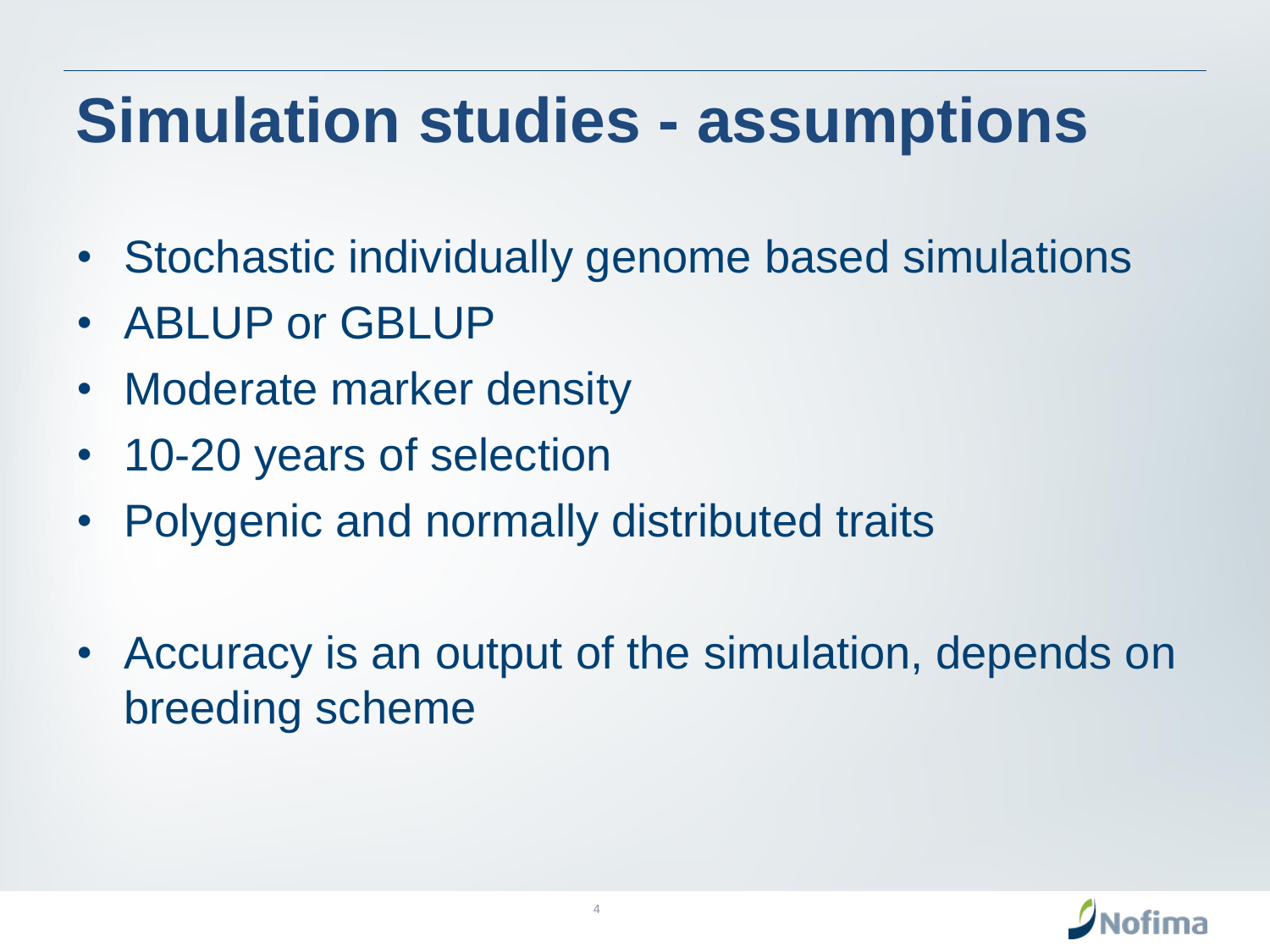# Simulation studies - assumptions

- Stochastic individually genome based simulations
- ABLUP or GBLUP
- Moderate marker density
- 10-20 years of selection
- Polygenic and normally distributed traits

- Accuracy is an output of the simulation, depends on breeding scheme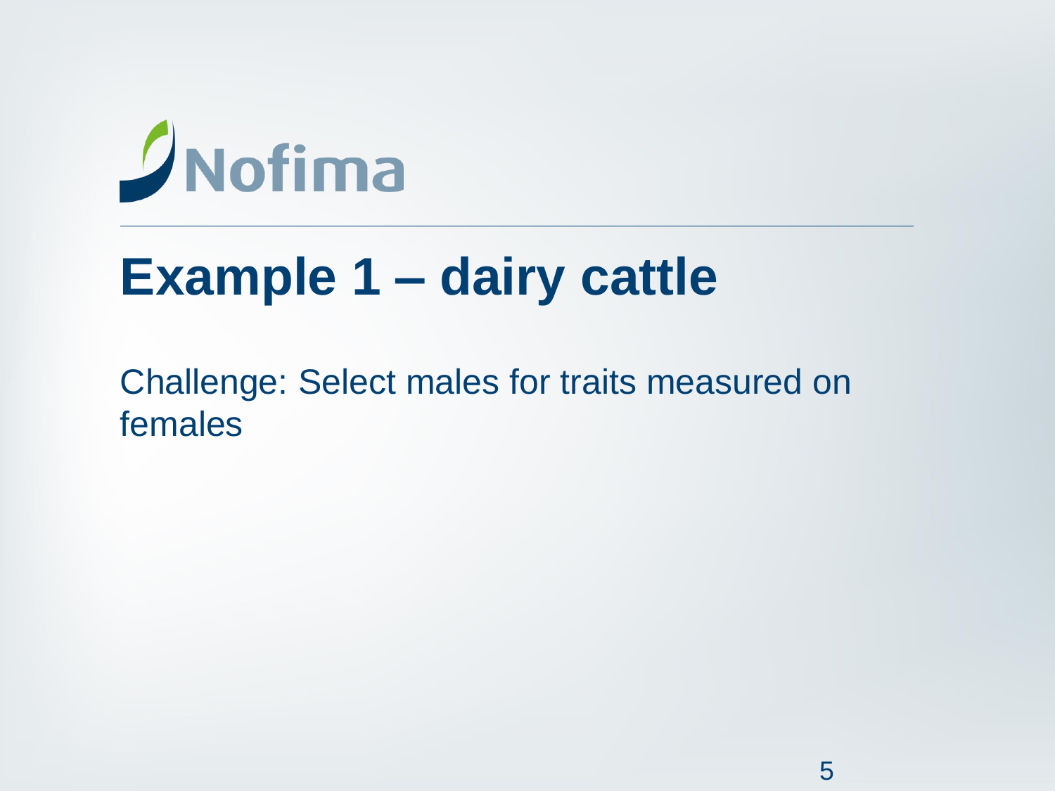# Example 1 – dairy cattle

Challenge: Select males for traits measured on females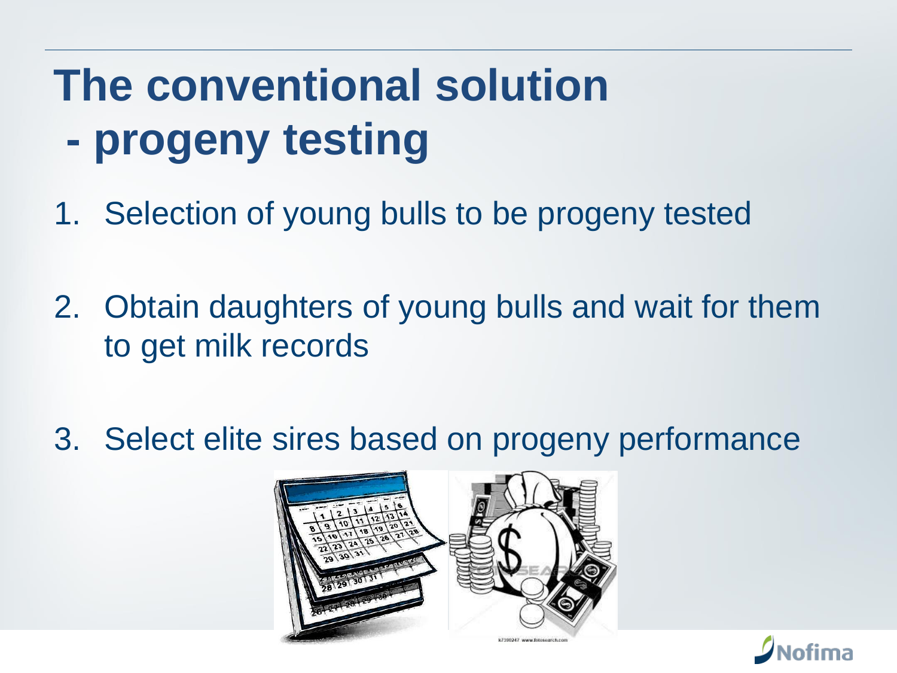# The conventional solution - progeny testing

1. Selection of young bulls to be progeny tested
2. Obtain daughters of young bulls and wait for them to get milk records
3. Select elite sires based on progeny performance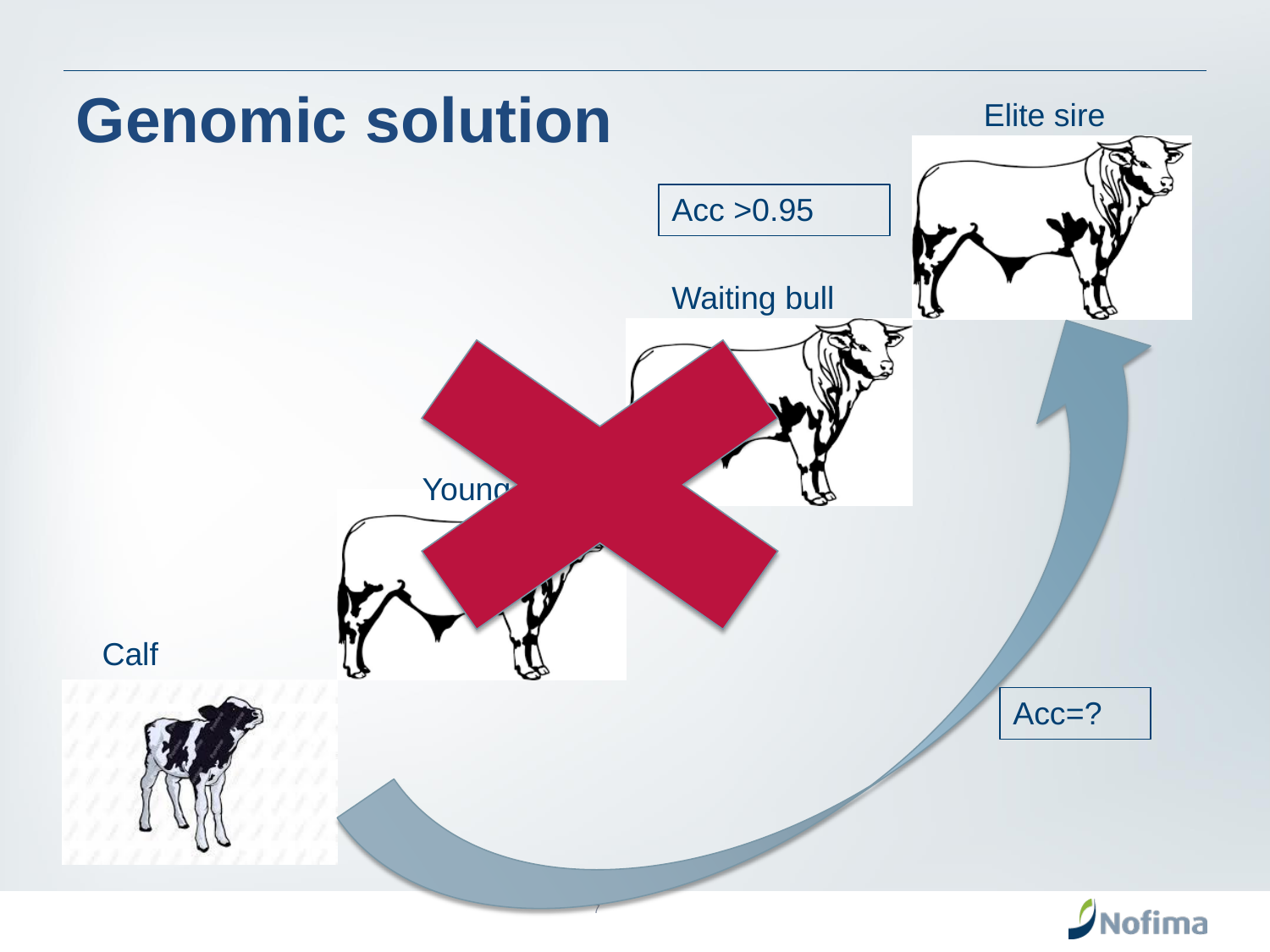# Genomic solution

Elite sire

Acc >0.95

Waiting bull

Young

Calf

Acc=?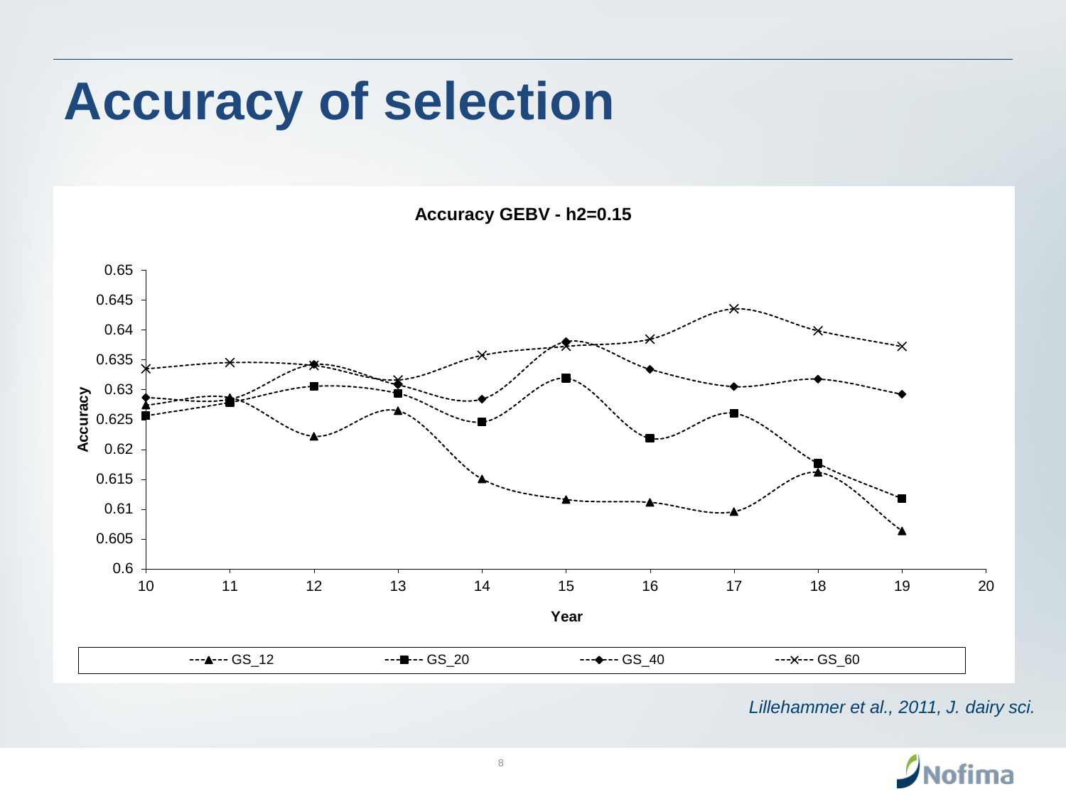# Accuracy of selection

**Accuracy GEBV - h2=0.15**

*Lillehammer et al., 2011, J. dairy sci.*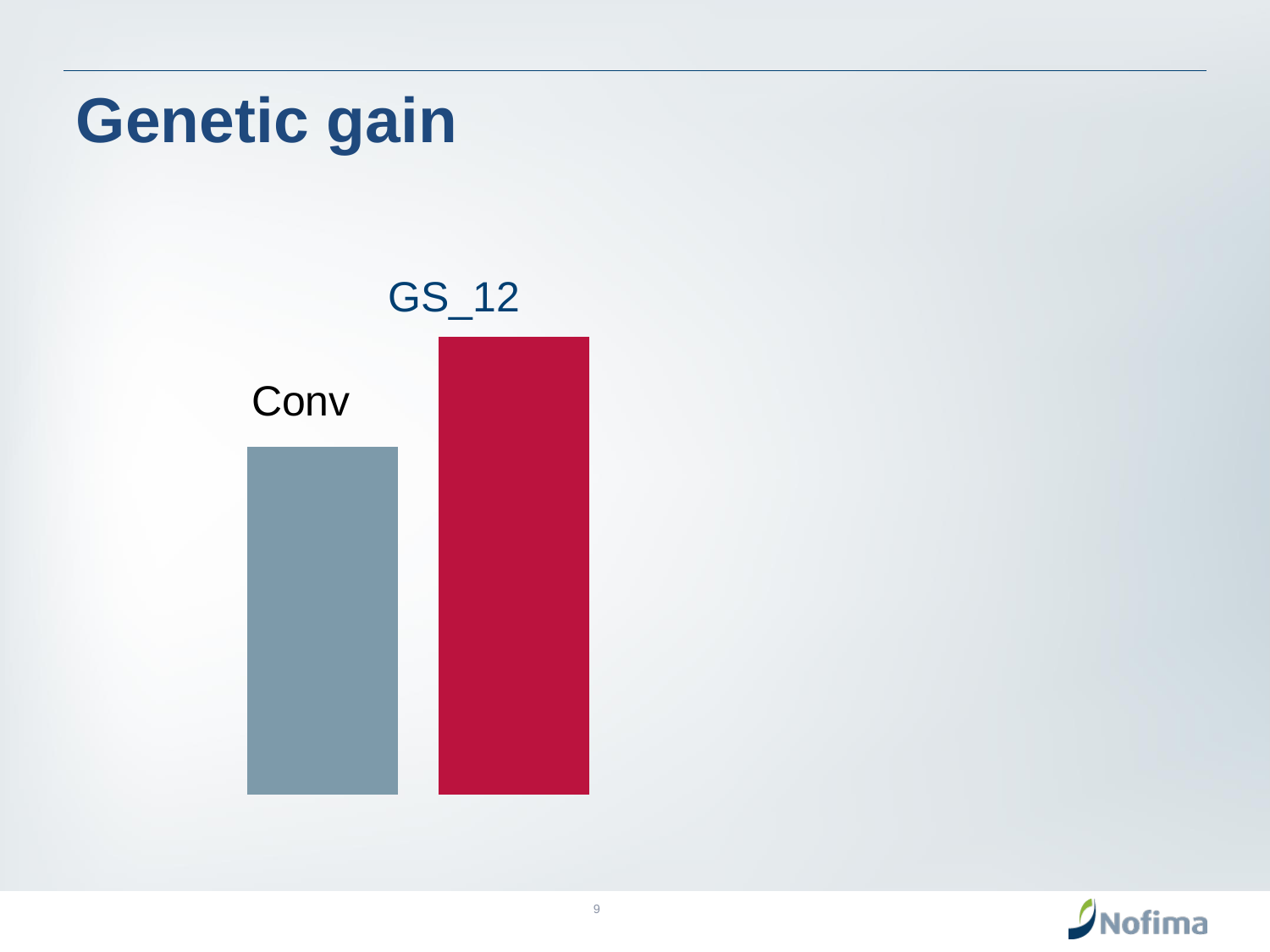# Genetic gain

Conv

GS_12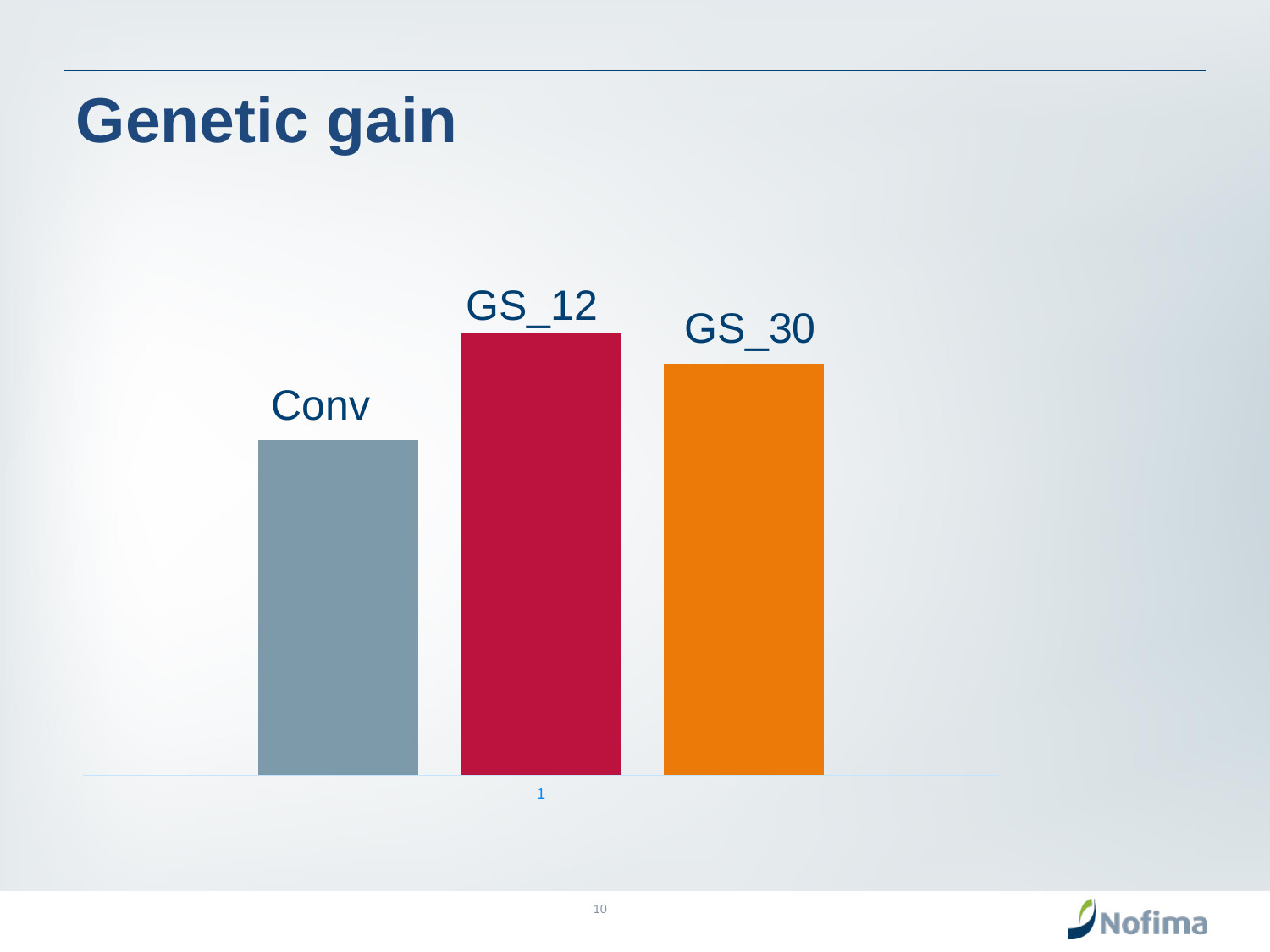# Genetic gain

Conv

GS_12

GS_30

1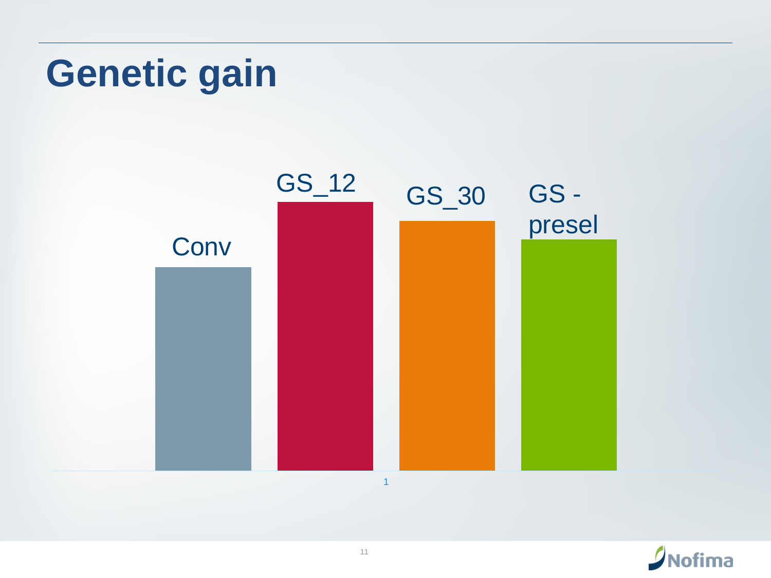# Genetic gain

Conv

GS_12

GS_30

GS - presel

1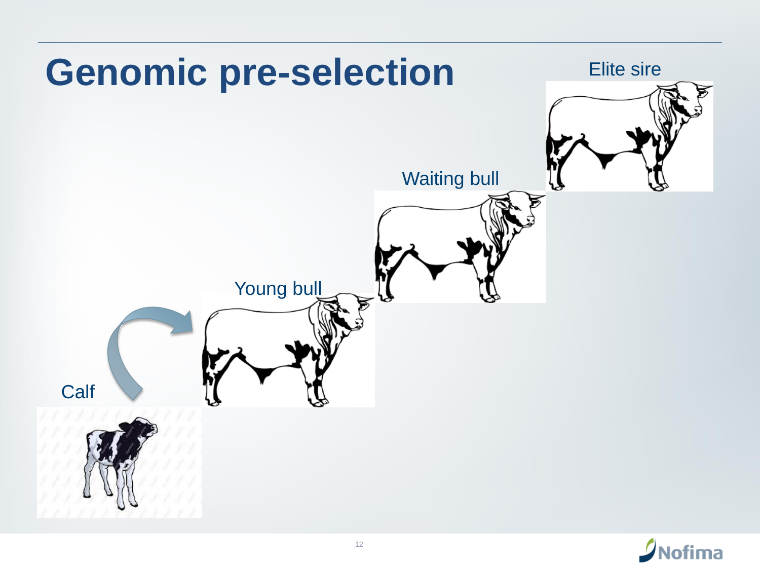# Genomic pre-selection

Elite sire

Waiting bull

Young bull

Calf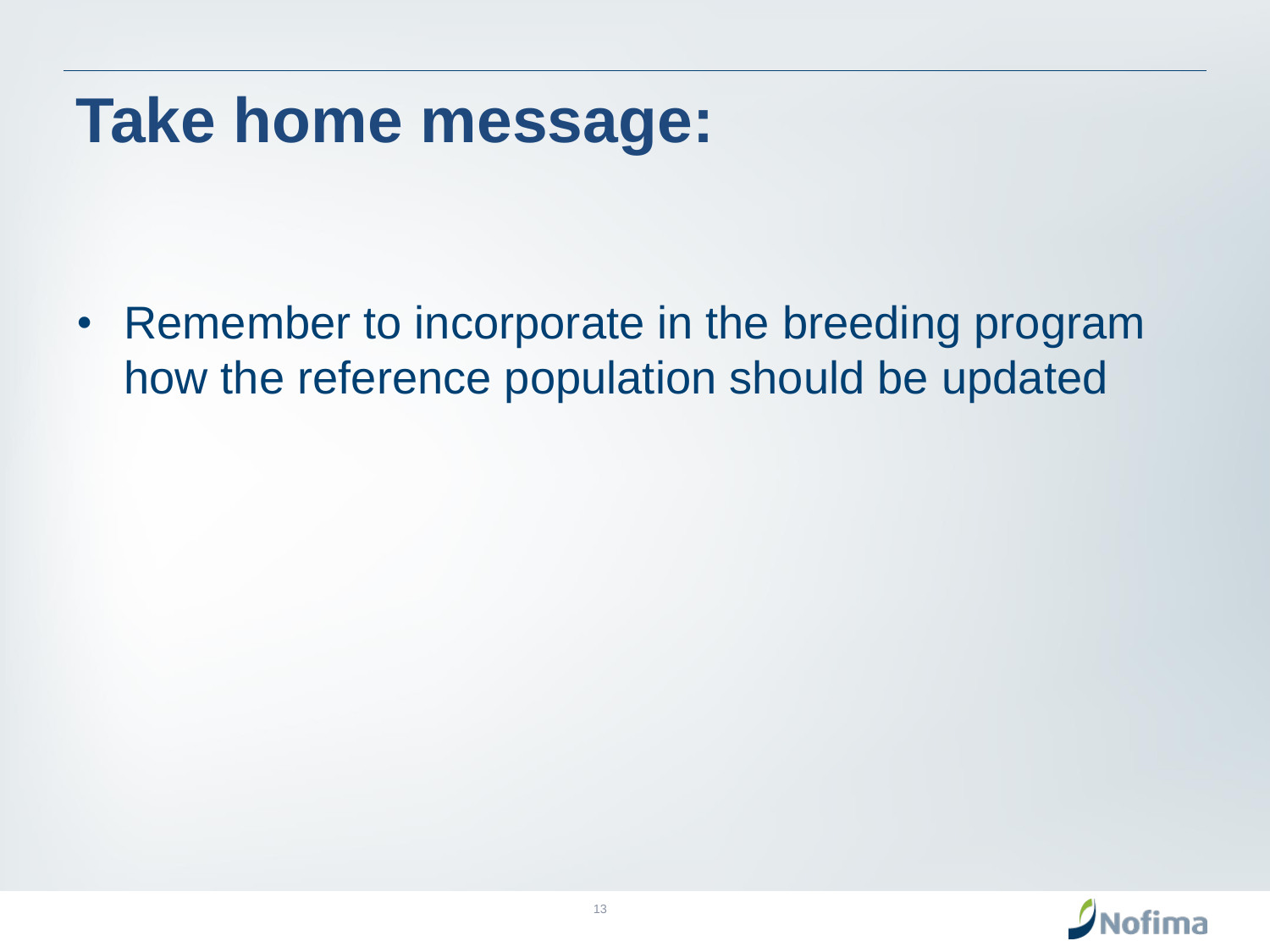# Take home message:

- Remember to incorporate in the breeding program how the reference population should be updated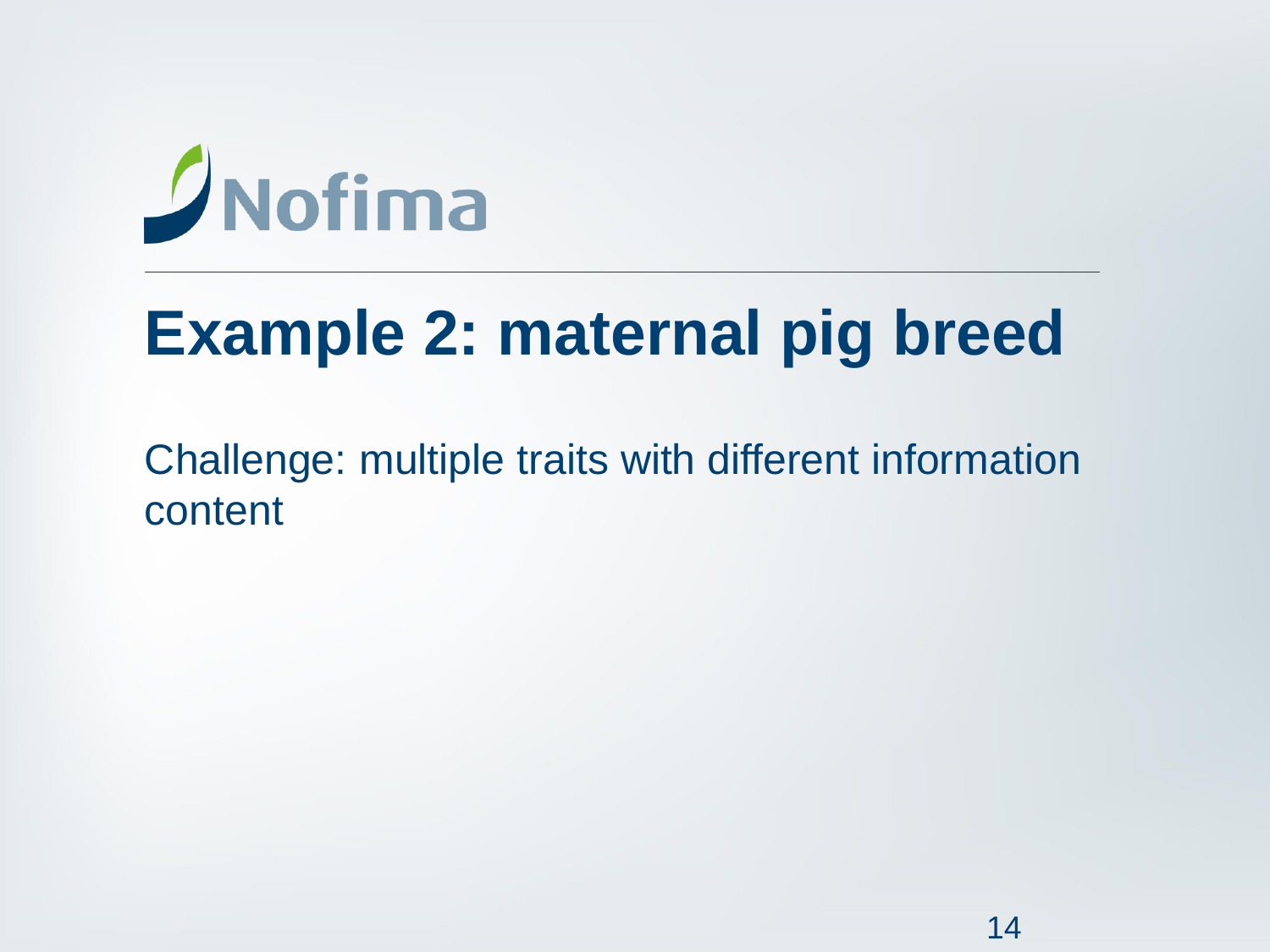# Example 2: maternal pig breed

Challenge: multiple traits with different information content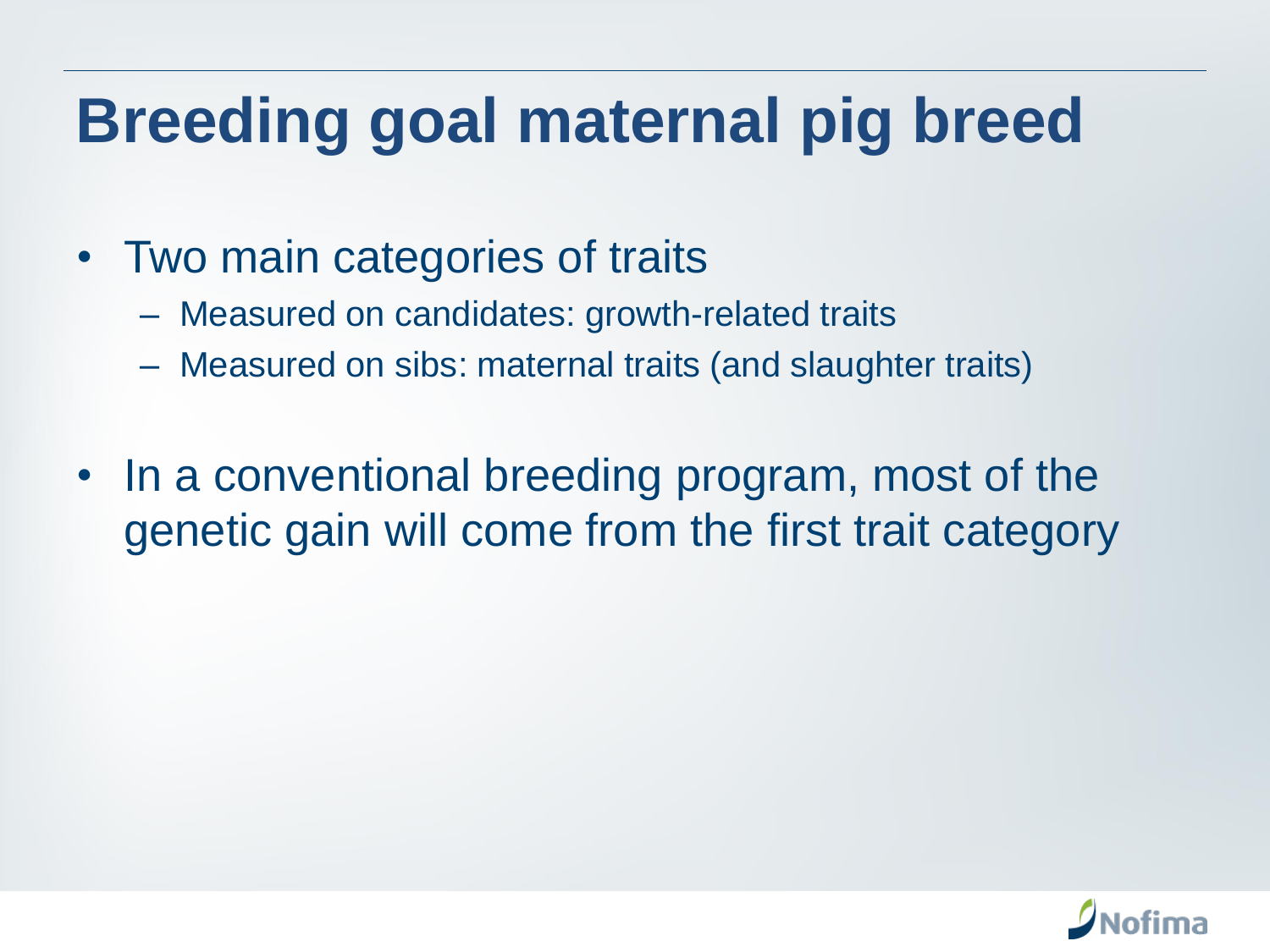# Breeding goal maternal pig breed

- Two main categories of traits
  - Measured on candidates: growth-related traits
  - Measured on sibs: maternal traits (and slaughter traits)

- In a conventional breeding program, most of the genetic gain will come from the first trait category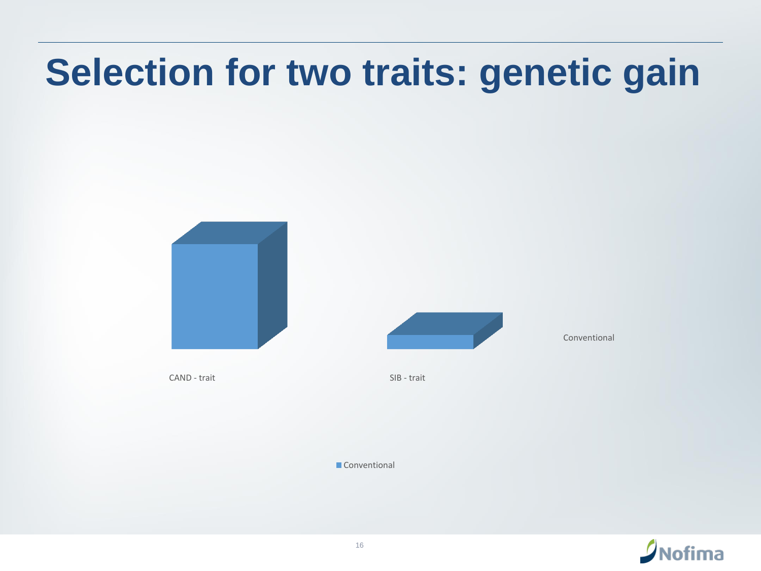# Selection for two traits: genetic gain

CAND - trait

SIB - trait

Conventional

Conventional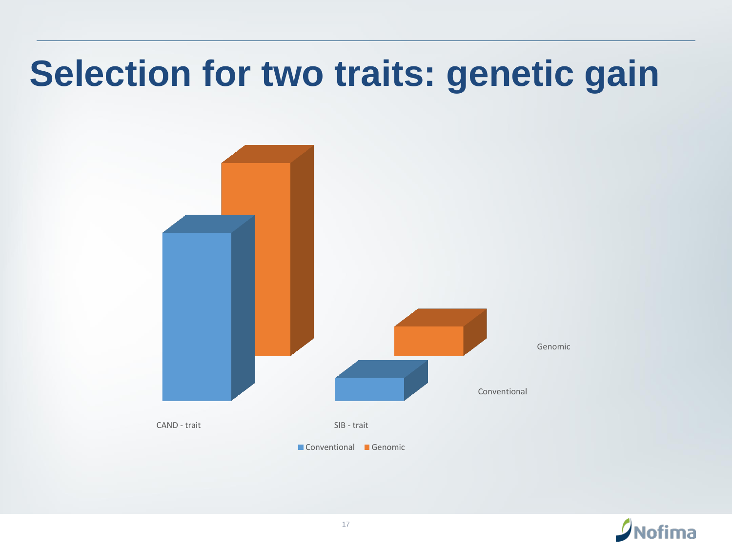# Selection for two traits: genetic gain

CAND - trait

SIB - trait

Conventional

Genomic

■ Conventional ■ Genomic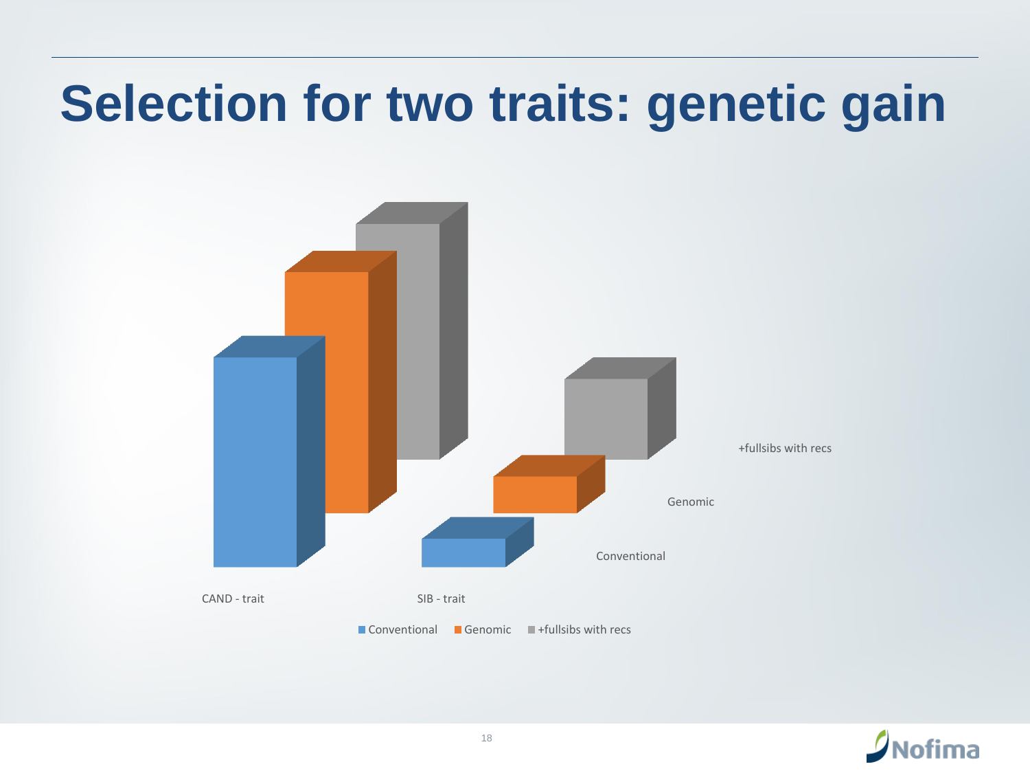# Selection for two traits: genetic gain

CAND - trait

SIB - trait

Conventional

Genomic

+fullsibs with recs

Conventional Genomic +fullsibs with recs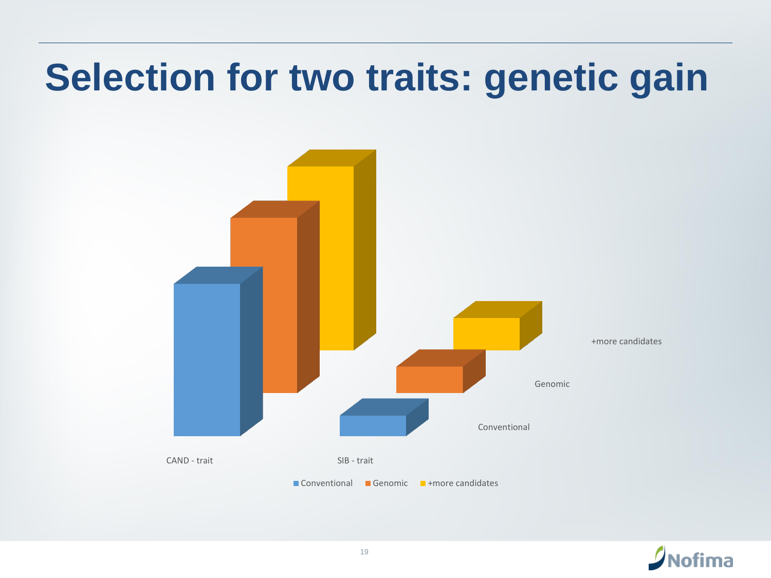# Selection for two traits: genetic gain

CAND - trait

SIB - trait

Conventional

Genomic

+more candidates

■ Conventional ■ Genomic ■ +more candidates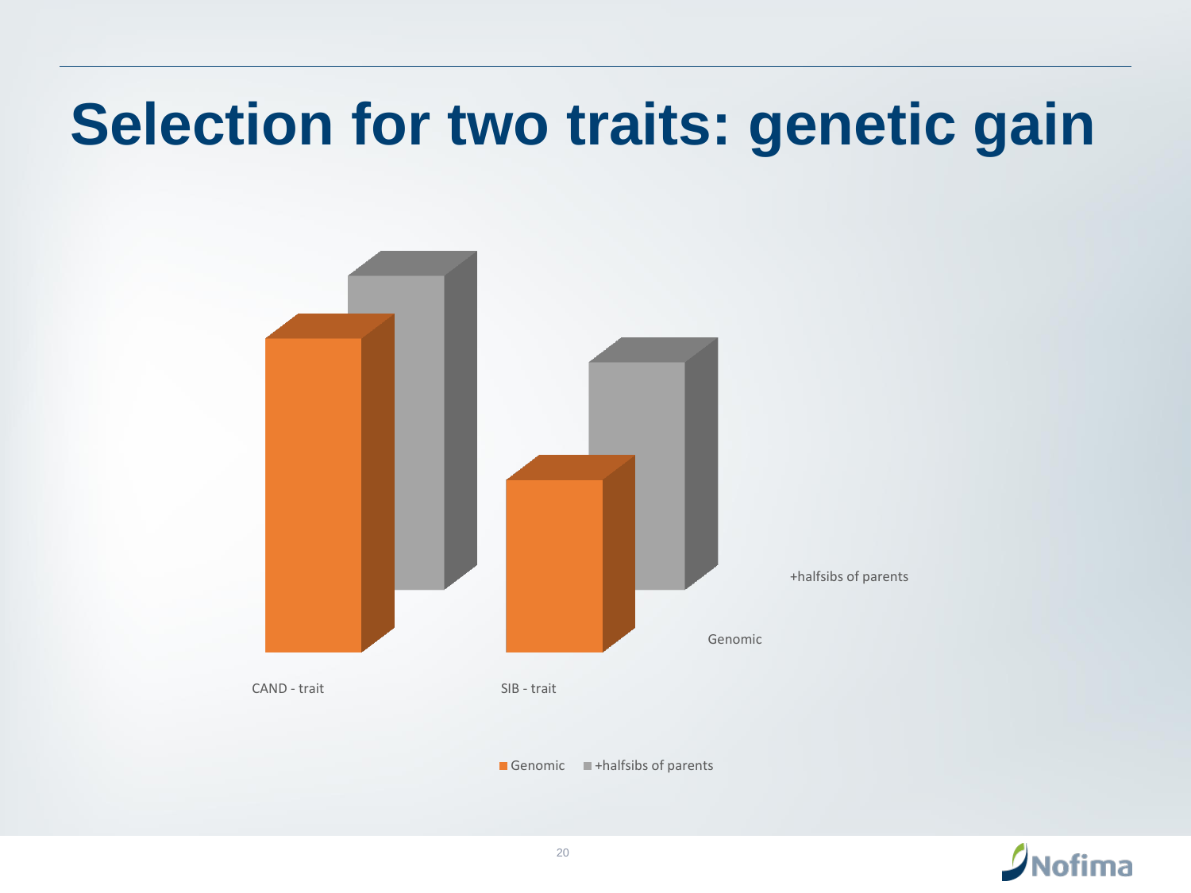# Selection for two traits: genetic gain

CAND - trait

SIB - trait

Genomic

+halfsibs of parents

■ Genomic ■ +halfsibs of parents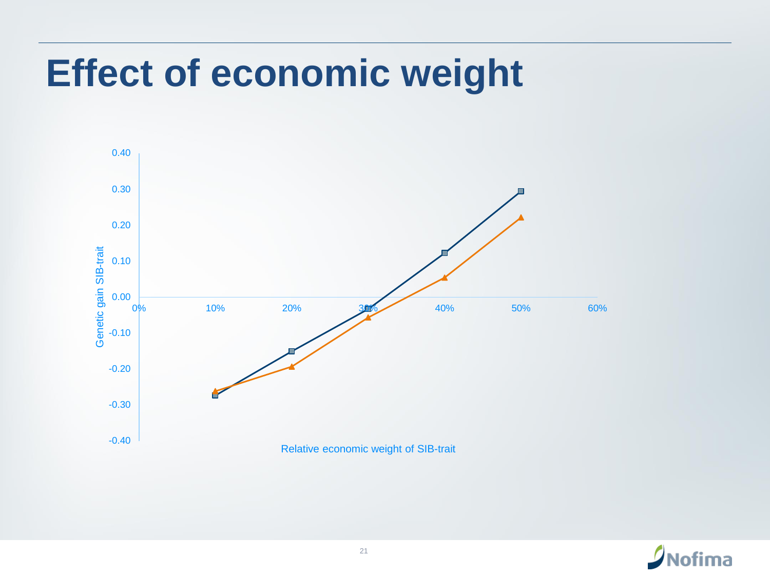# Effect of economic weight

Genetic gain SIB-trait

0.40
0.30
0.20
0.10
0.00
-0.10
-0.20
-0.30
-0.40

0% 10% 20% 30% 40% 50% 60%

Relative economic weight of SIB-trait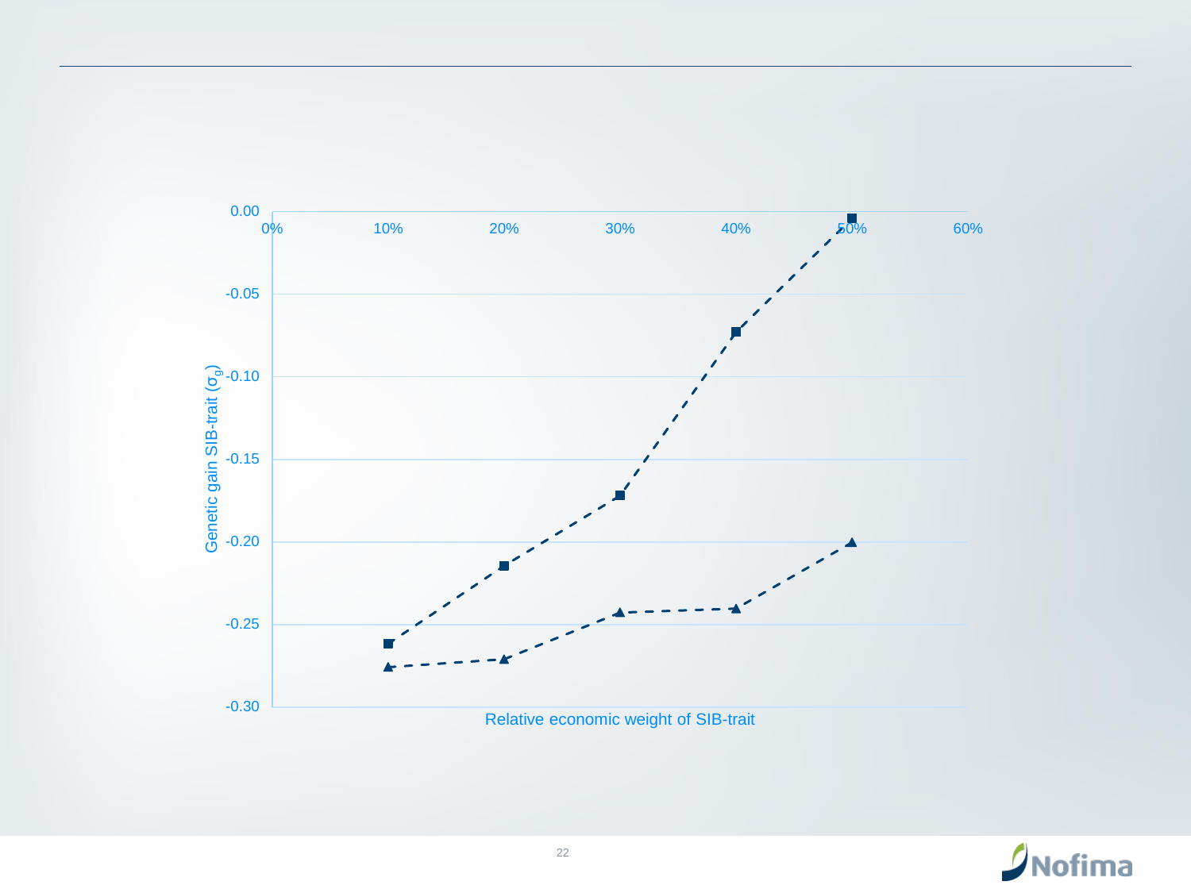Genetic gain SIB-trait ($\sigma_g$)

0.00
-0.05
-0.10
-0.15
-0.20
-0.25
-0.30

0% 10% 20% 30% 40% 50% 60%

Relative economic weight of SIB-trait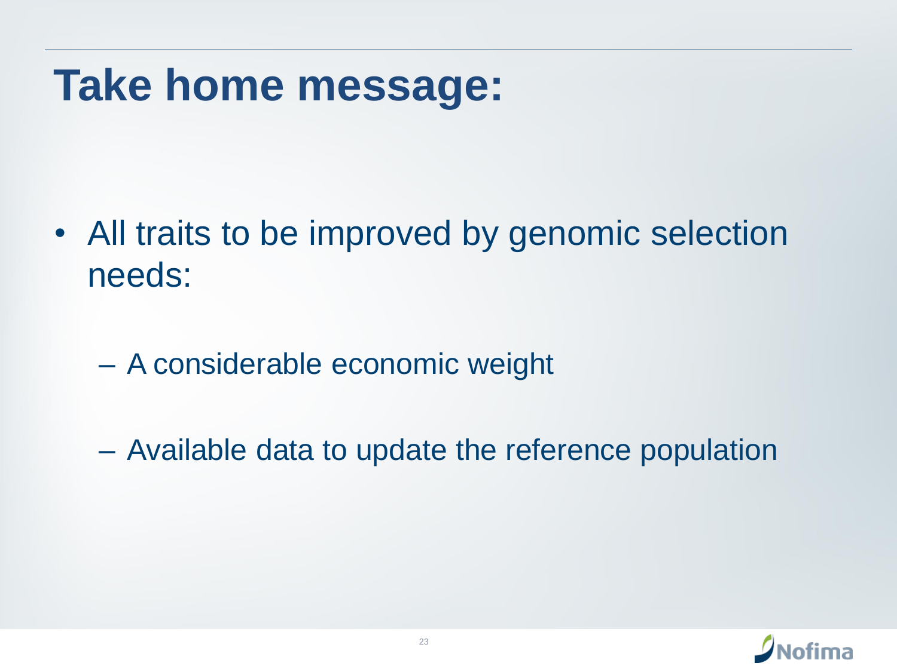# Take home message:

- All traits to be improved by genomic selection needs:
  - A considerable economic weight
  - Available data to update the reference population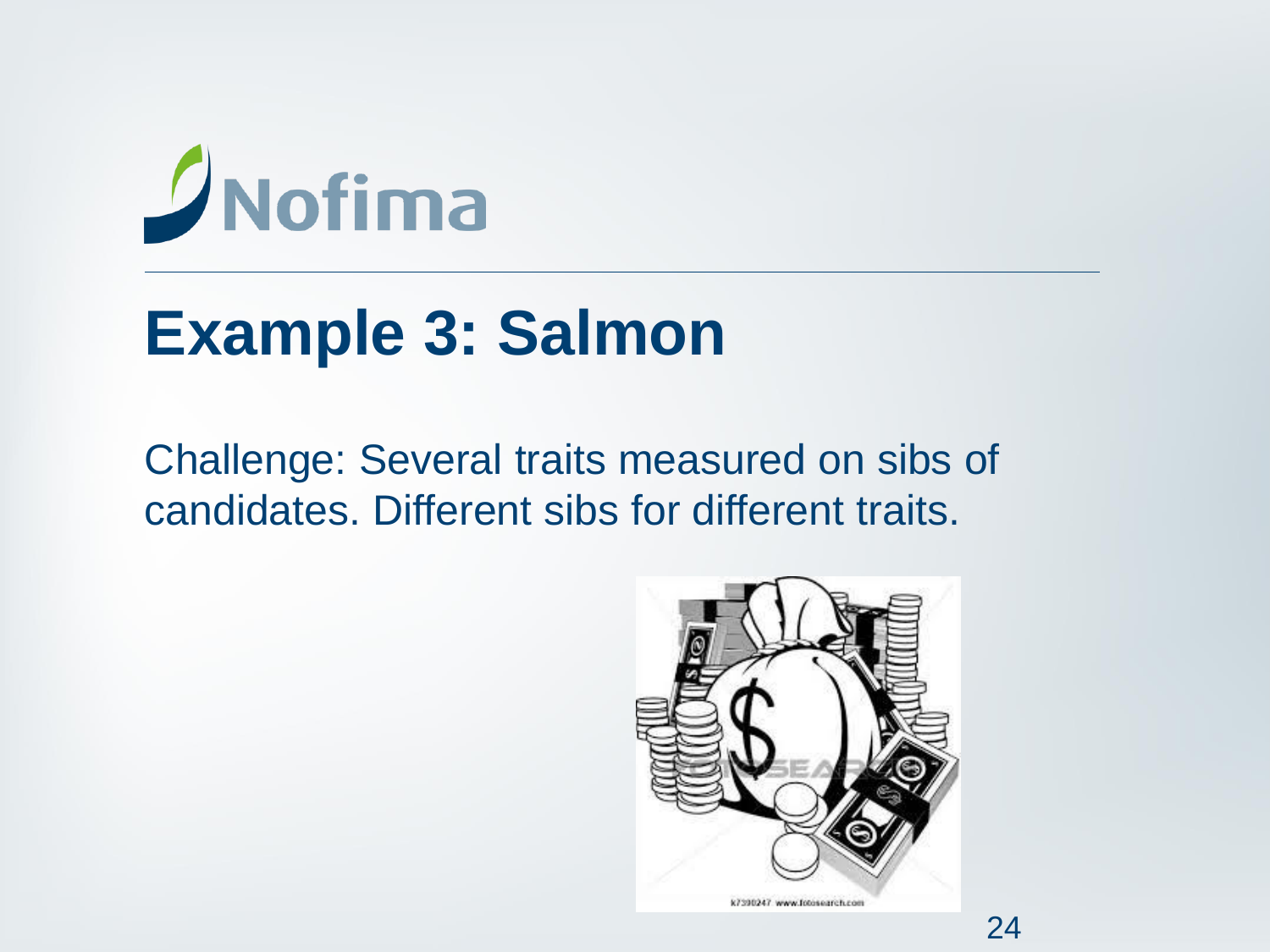# Example 3: Salmon

Challenge: Several traits measured on sibs of candidates. Different sibs for different traits.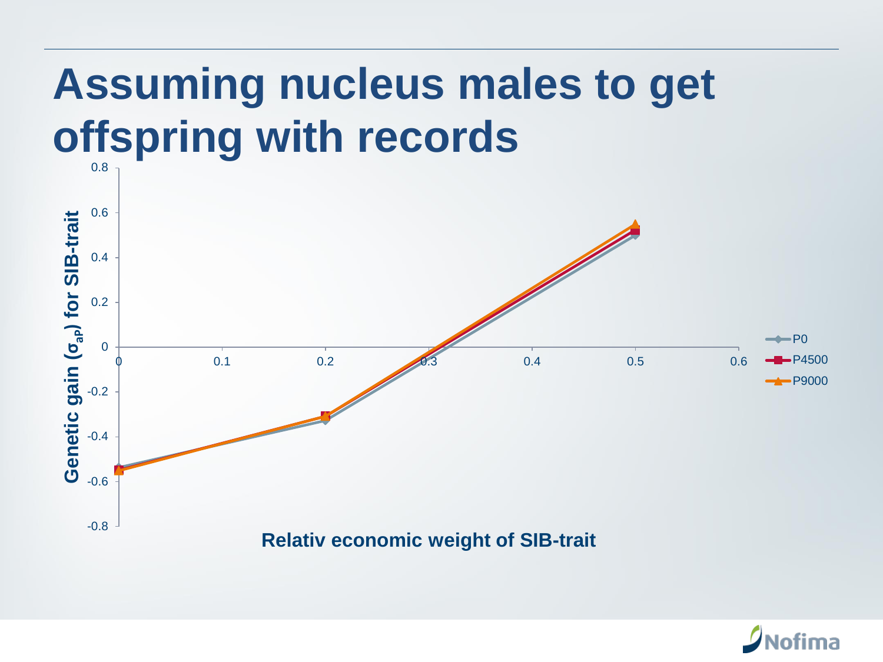# Assuming nucleus males to get offspring with records

Genetic gain ($\sigma_{aP}$) for SIB-trait

Relativ economic weight of SIB-trait

- P0
- P4500
- P9000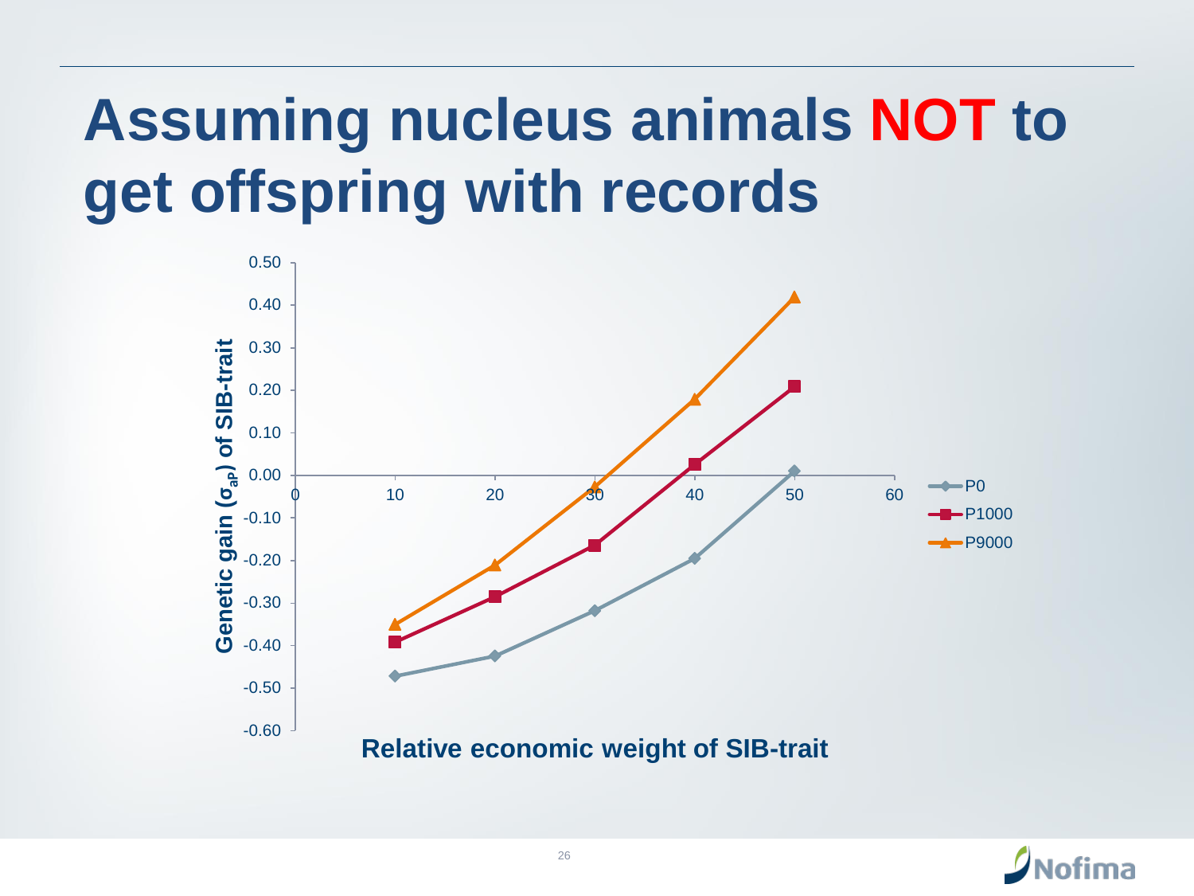# Assuming nucleus animals NOT to get offspring with records

Genetic gain ($\sigma_{aP}$) of SIB-trait

Relative economic weight of SIB-trait

| Relative economic weight of SIB-trait | P0 | P1000 | P9000 |
|---|---|---|---|
| 10 | -0.47 | -0.39 | -0.35 |
| 20 | -0.43 | -0.29 | -0.21 |
| 30 | -0.32 | -0.17 | -0.03 |
| 40 | -0.20 | 0.03 | 0.18 |
| 50 | 0.01 | 0.21 | 0.42 |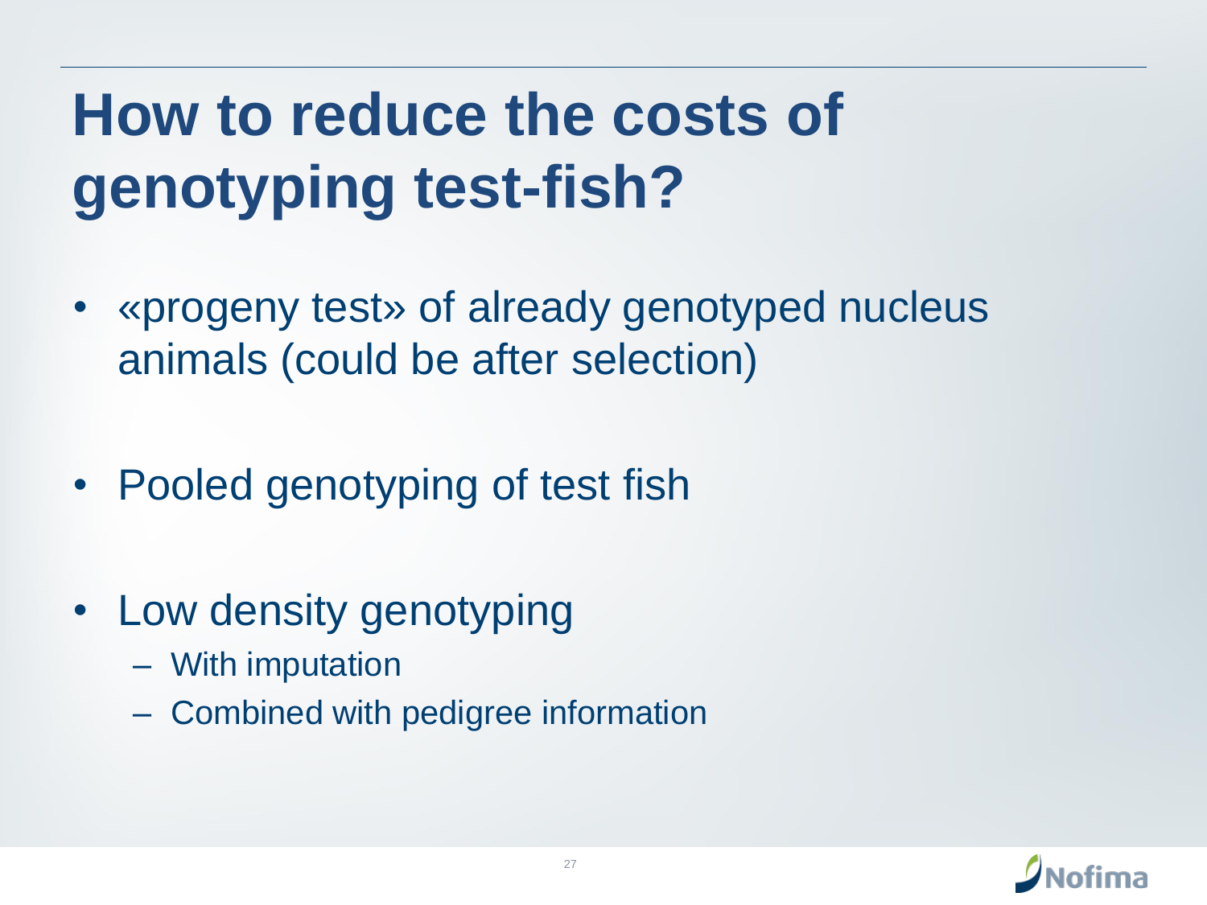# How to reduce the costs of genotyping test-fish?

- «progeny test» of already genotyped nucleus animals (could be after selection)

- Pooled genotyping of test fish

- Low density genotyping
  - With imputation
  - Combined with pedigree information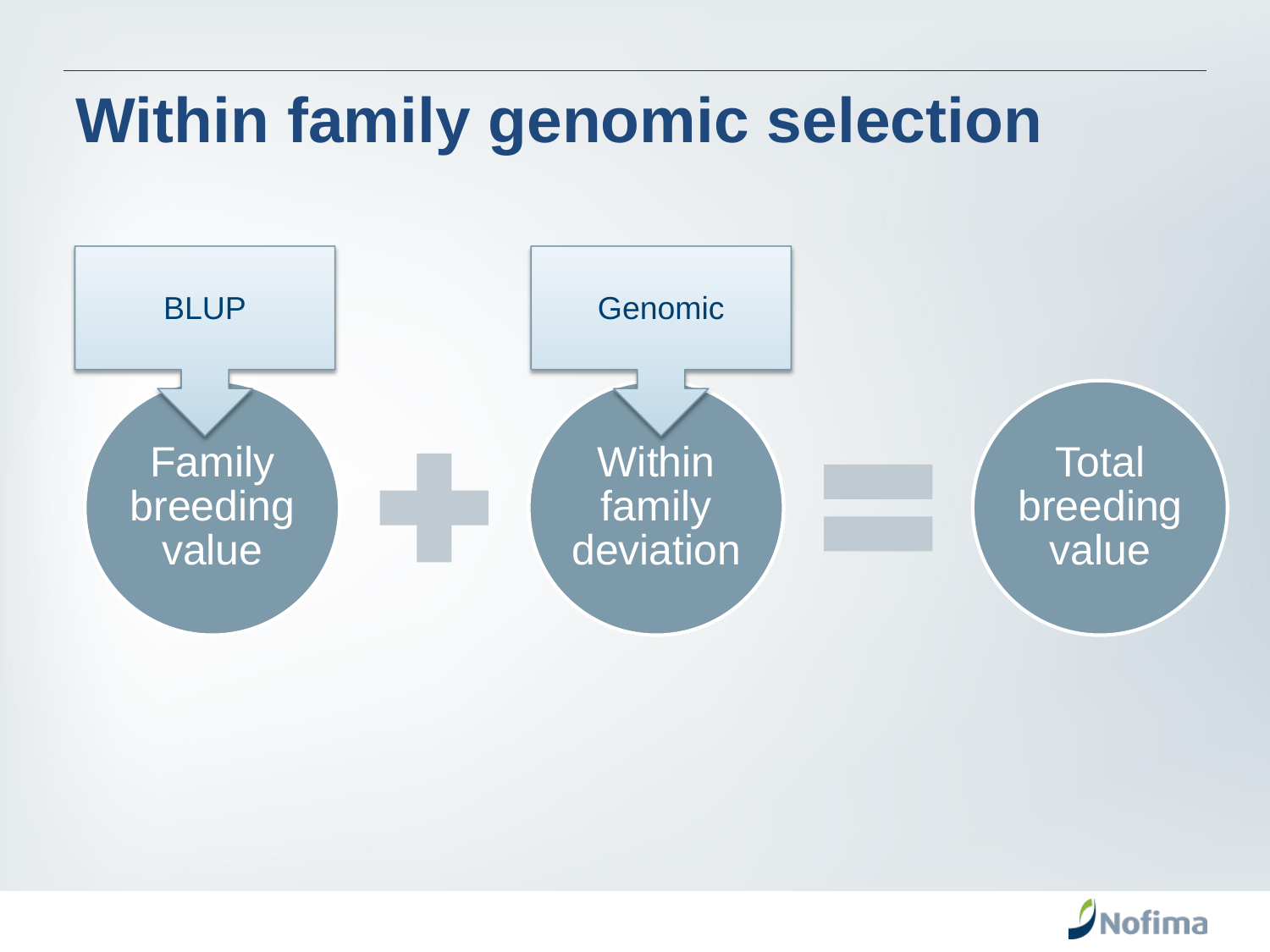# Within family genomic selection

BLUP

Family breeding value

+

Genomic

Within family deviation

=

Total breeding value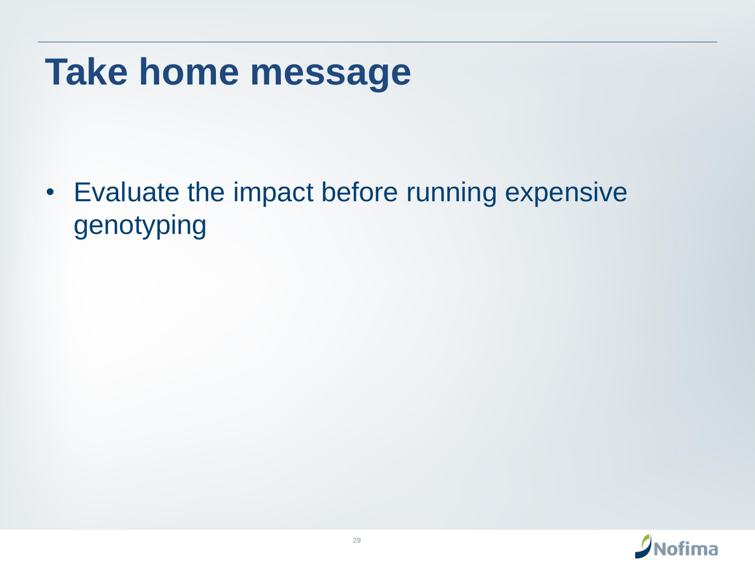# Take home message

- Evaluate the impact before running expensive genotyping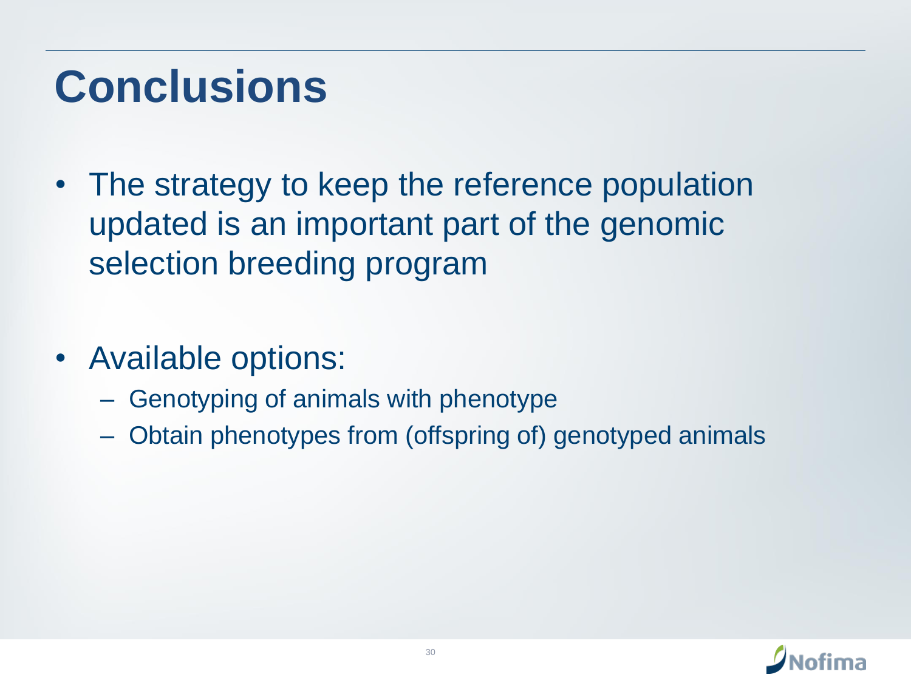# Conclusions

- The strategy to keep the reference population updated is an important part of the genomic selection breeding program
- Available options:
  - Genotyping of animals with phenotype
  - Obtain phenotypes from (offspring of) genotyped animals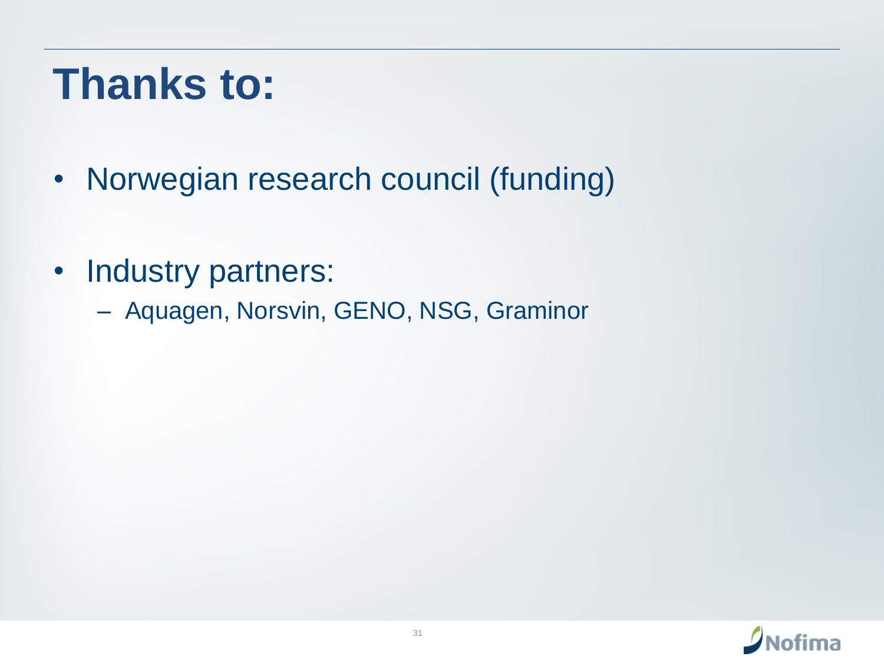# Thanks to:

- Norwegian research council (funding)

- Industry partners:
  - Aquagen, Norsvin, GENO, NSG, Graminor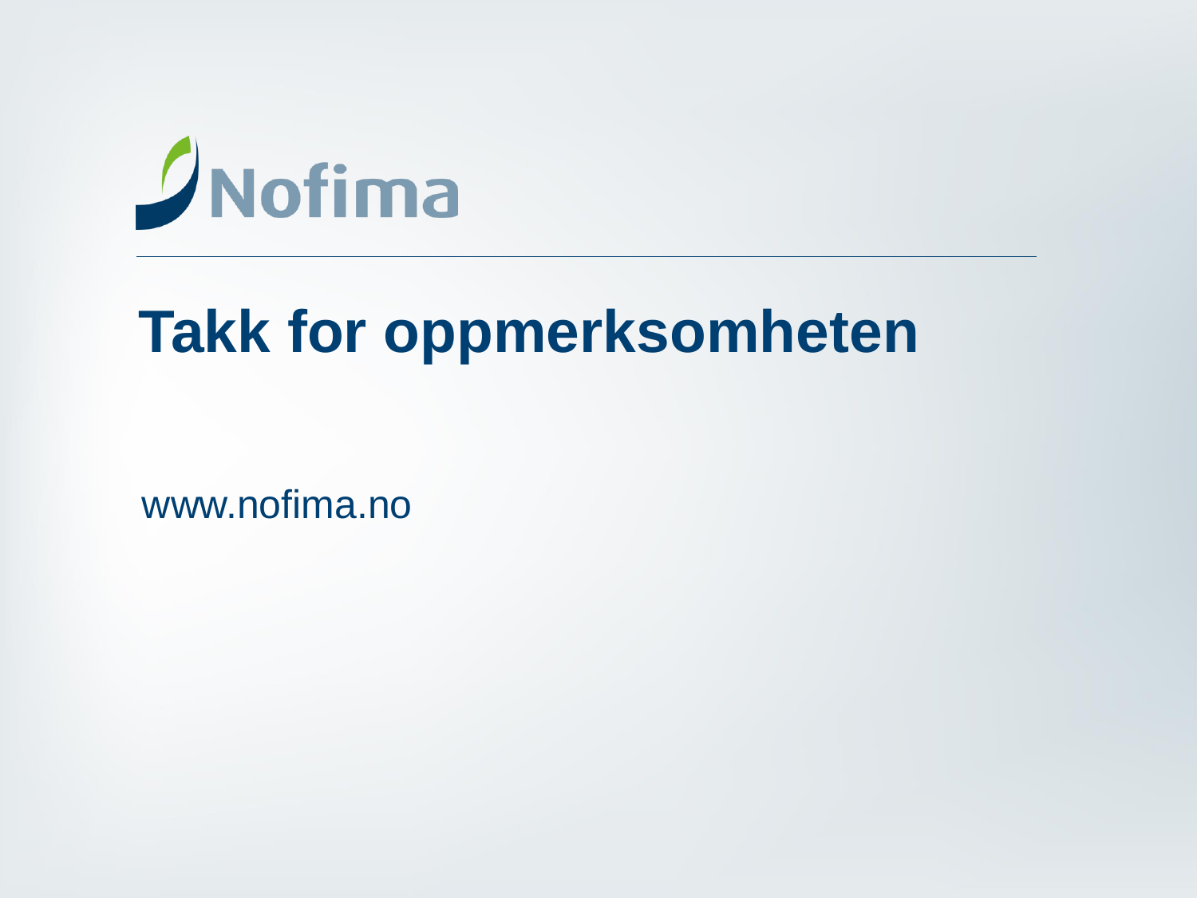Nofima

# Takk for oppmerksomheten

www.nofima.no